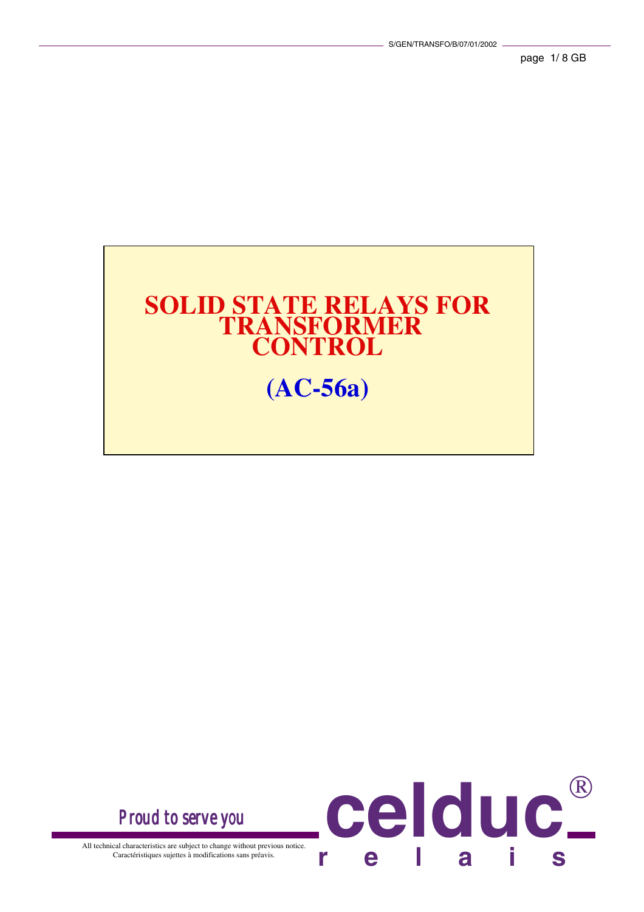# SOLID STATE RELAYS FOR TRANSFORMER CONTROL

## (AC-56a)

*Proud to serve you*

All technical characteristics are subject to change without previous notice.
Caractéristiques sujettes à modifications sans préavis.

**celduc® relais**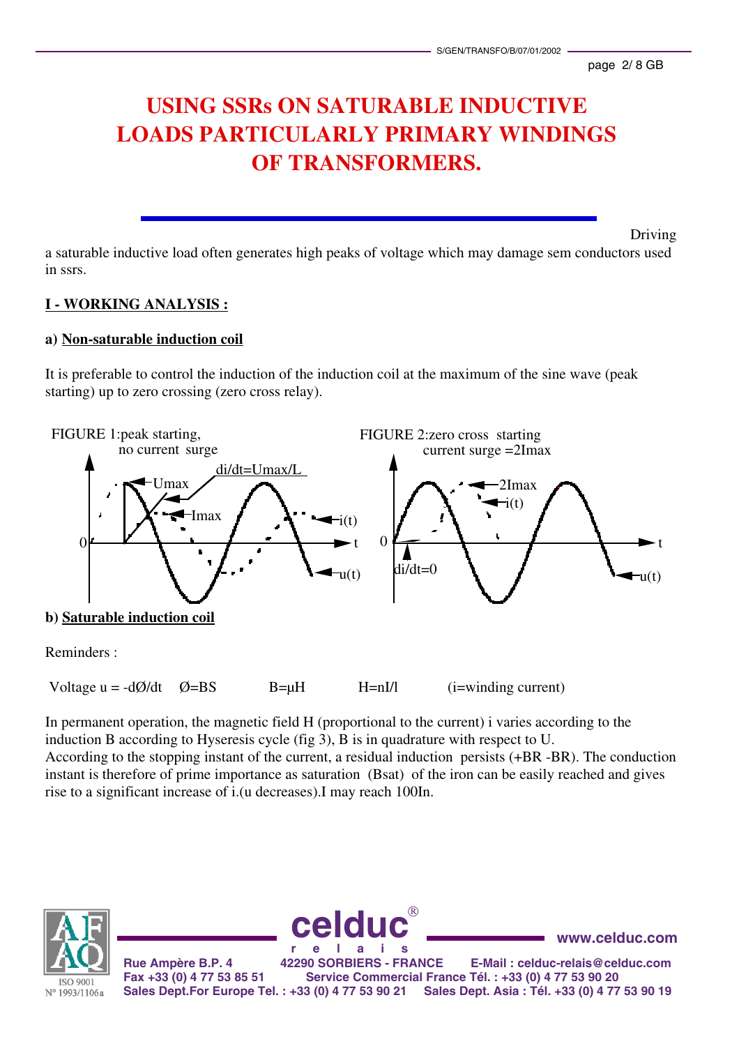# USING SSRs ON SATURABLE INDUCTIVE LOADS PARTICULARLY PRIMARY WINDINGS OF TRANSFORMERS.

Driving a saturable inductive load often generates high peaks of voltage which may damage sem conductors used in ssrs.

## I - WORKING ANALYSIS :

### a) Non-saturable induction coil

It is preferable to control the induction of the induction coil at the maximum of the sine wave (peak starting) up to zero crossing (zero cross relay).

FIGURE 1:peak starting, no current surge

Umax
di/dt=Umax/L
Imax
i(t)
0
t
u(t)

FIGURE 2:zero cross starting current surge =2Imax

2Imax
i(t)
0
t
di/dt=0
u(t)

### b) Saturable induction coil

Reminders :

Voltage $u = -d\text{Ø}/dt$ $\quad$ $\text{Ø}=BS$ $\quad$ $B=\mu H$ $\quad$ $H=nI/l$ $\quad$ (i=winding current)

In permanent operation, the magnetic field H (proportional to the current) i varies according to the induction B according to Hyseresis cycle (fig 3), B is in quadrature with respect to U.
According to the stopping instant of the current, a residual induction persists (+BR -BR). The conduction instant is therefore of prime importance as saturation (Bsat) of the iron can be easily reached and gives rise to a significant increase of i.(u decreases).I may reach 100In.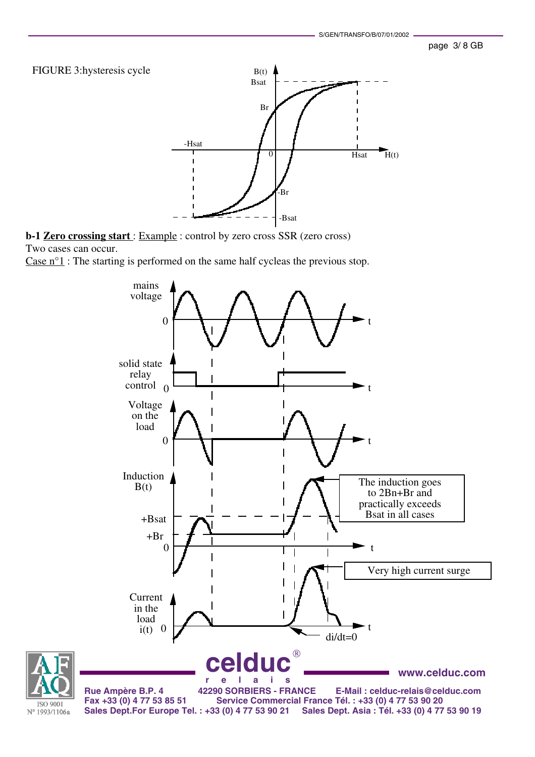FIGURE 3:hysteresis cycle

B(t)
Bsat
Br
-Hsat
0
Hsat
H(t)
-Br
-Bsat

**b-1 <u>Zero crossing start</u>** : <u>Example</u> : control by zero cross SSR (zero cross)
Two cases can occur.
<u>Case n°1</u> : The starting is performed on the same half cycleas the previous stop.

mains voltage
0
t

solid state relay control
0
t

Voltage on the load
0
t

Induction B(t)
+Bsat
+Br
0
t

The induction goes to 2Bn+Br and practically exceeds Bsat in all cases

Very high current surge

Current in the load i(t)
0
t
di/dt=0

celduc® relais

www.celduc.com

Rue Ampère B.P. 4    42290 SORBIERS - FRANCE    E-Mail : celduc-relais@celduc.com
Fax +33 (0) 4 77 53 85 51    Service Commercial France Tél. : +33 (0) 4 77 53 90 20
Sales Dept.For Europe Tel. : +33 (0) 4 77 53 90 21    Sales Dept. Asia : Tél. +33 (0) 4 77 53 90 19

ISO 9001
N° 1993/1106a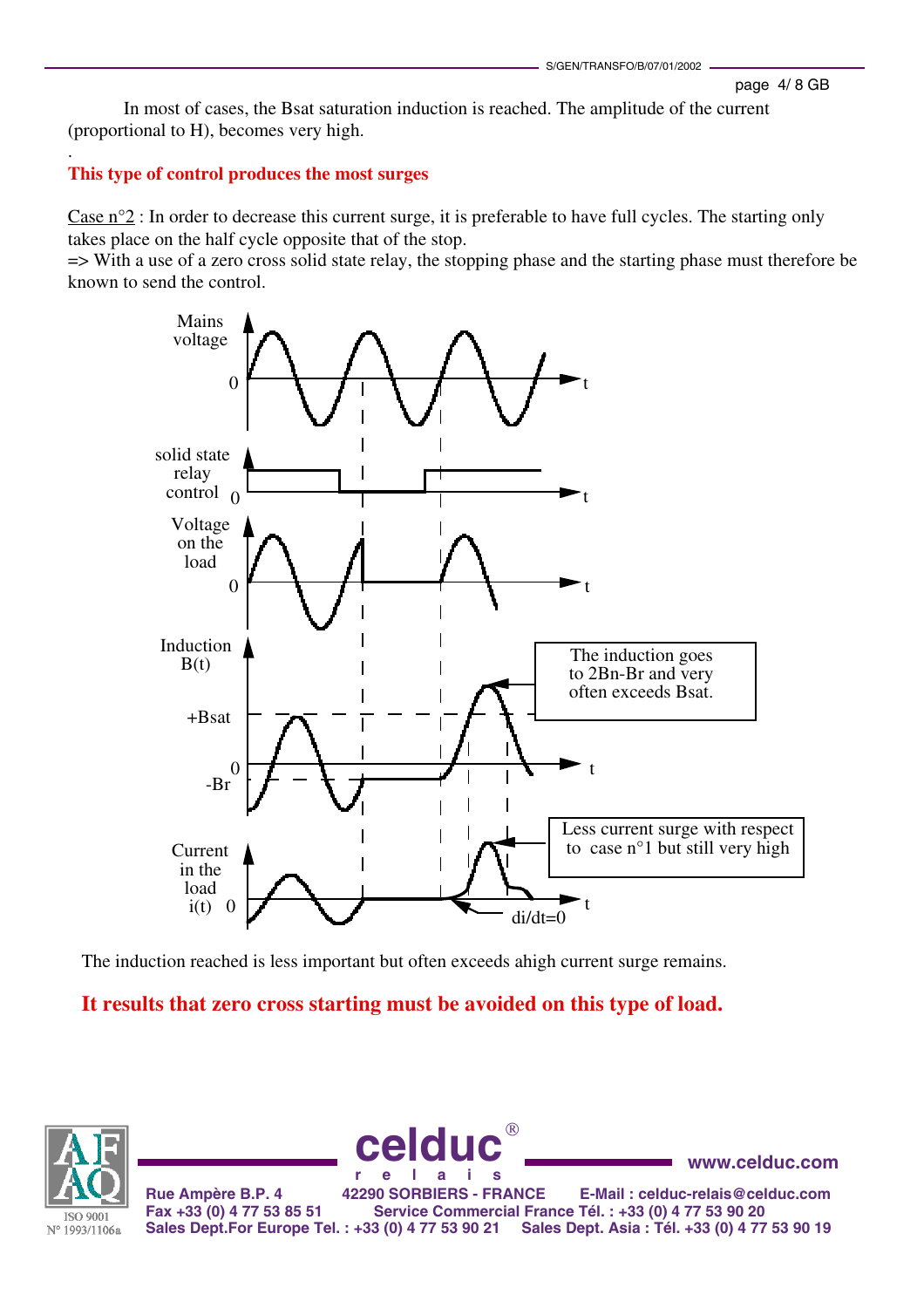In most of cases, the Bsat saturation induction is reached. The amplitude of the current (proportional to H), becomes very high.

.

**This type of control produces the most surges**

Case n°2 : In order to decrease this current surge, it is preferable to have full cycles. The starting only takes place on the half cycle opposite that of the stop.
=> With a use of a zero cross solid state relay, the stopping phase and the starting phase must therefore be known to send the control.

Mains voltage
0
t
solid state relay control
0
t
Voltage on the load
0
t
Induction B(t)
+Bsat
0
-Br
t
The induction goes to 2Bn-Br and very often exceeds Bsat.
Current in the load i(t)
0
t
di/dt=0
Less current surge with respect to case n°1 but still very high

The induction reached is less important but often exceeds ahigh current surge remains.

**It results that zero cross starting must be avoided on this type of load.**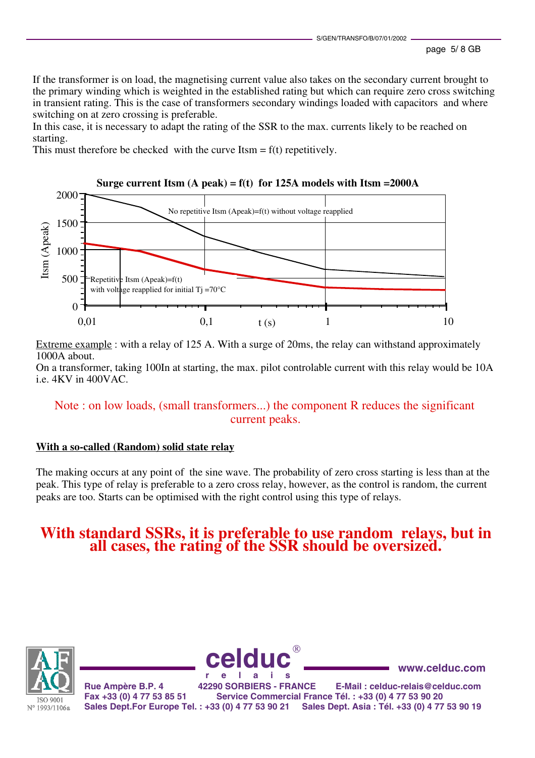If the transformer is on load, the magnetising current value also takes on the secondary current brought to the primary winding which is weighted in the established rating but which can require zero cross switching in transient rating. This is the case of transformers secondary windings loaded with capacitors and where switching on at zero crossing is preferable.
In this case, it is necessary to adapt the rating of the SSR to the max. currents likely to be reached on starting.
This must therefore be checked with the curve Itsm = f(t) repetitively.

**Surge current Itsm (A peak) = f(t) for 125A models with Itsm =2000A**

Itsm (Apeak)

2000
1500
1000
500
0

0,01
0,1
t (s)
1
10

No repetitive Itsm (Apeak)=f(t) without voltage reapplied

Repetitive Itsm (Apeak)=f(t)
with voltage reapplied for initial Tj =70°C

Extreme example : with a relay of 125 A. With a surge of 20ms, the relay can withstand approximately 1000A about.
On a transformer, taking 100In at starting, the max. pilot controlable current with this relay would be 10A i.e. 4KV in 400VAC.

Note : on low loads, (small transformers...) the component R reduces the significant current peaks.

**With a so-called (Random) solid state relay**

The making occurs at any point of the sine wave. The probability of zero cross starting is less than at the peak. This type of relay is preferable to a zero cross relay, however, as the control is random, the current peaks are too. Starts can be optimised with the right control using this type of relays.

**With standard SSRs, it is preferable to use random relays, but in all cases, the rating of the SSR should be oversized.**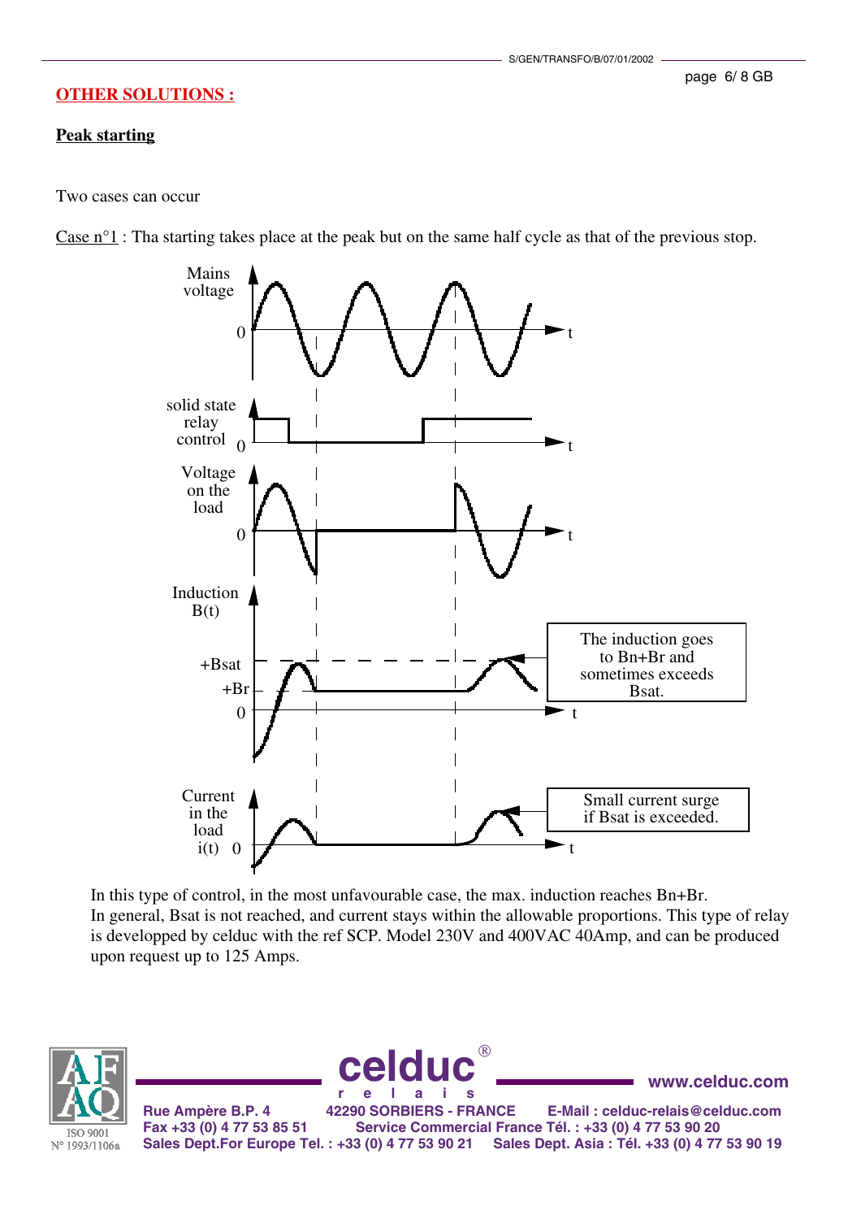## OTHER SOLUTIONS :

### Peak starting

Two cases can occur

Case n°1 : Tha starting takes place at the peak but on the same half cycle as that of the previous stop.

Mains voltage
0
t

solid state relay control
0
t

Voltage on the load
0
t

Induction B(t)
+Bsat
+Br
0
t

The induction goes to Bn+Br and sometimes exceeds Bsat.

Current in the load
i(t) 0
t

Small current surge if Bsat is exceeded.

In this type of control, in the most unfavourable case, the max. induction reaches Bn+Br.
In general, Bsat is not reached, and current stays within the allowable proportions. This type of relay is developped by celduc with the ref SCP. Model 230V and 400VAC 40Amp, and can be produced upon request up to 125 Amps.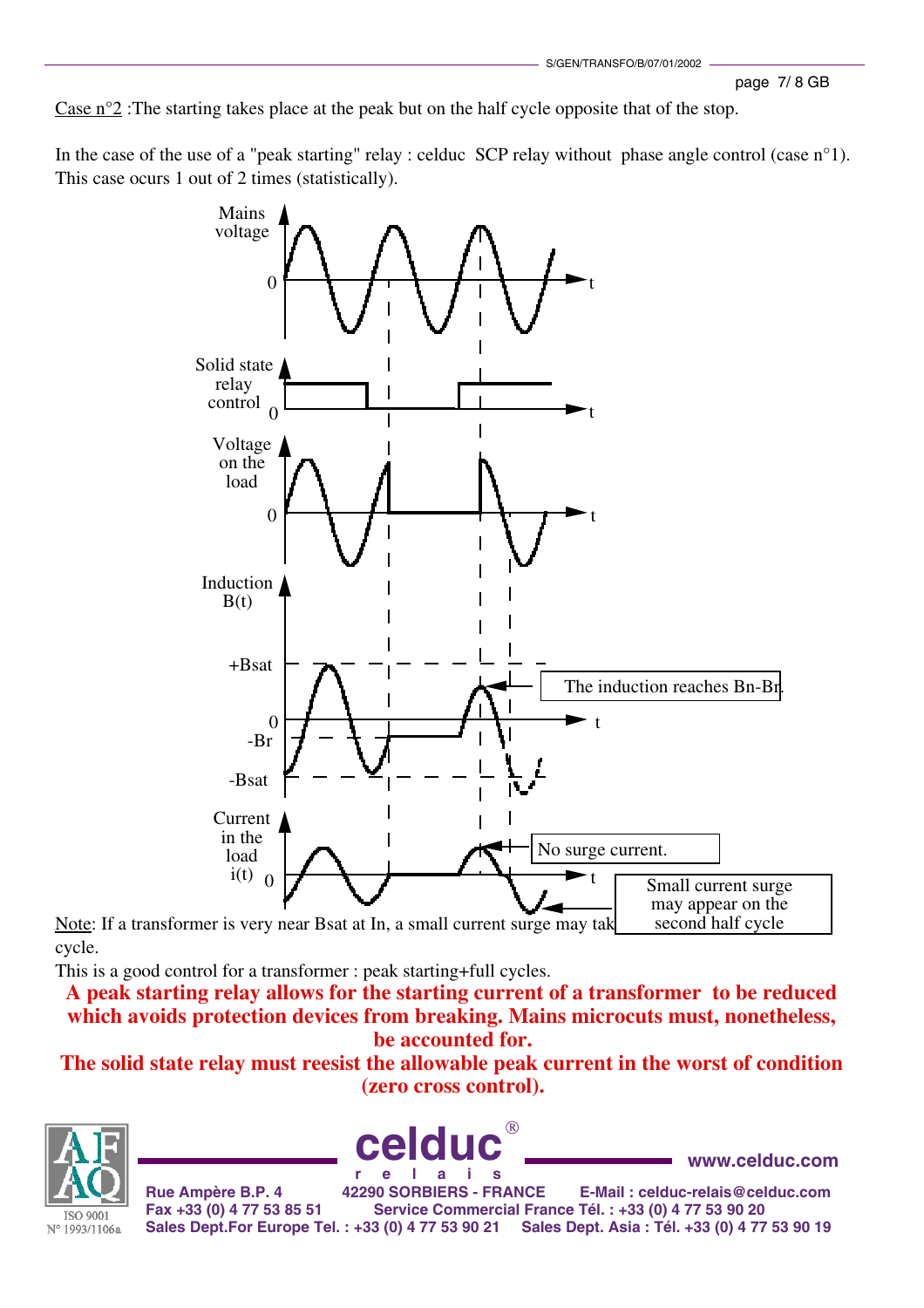Case n°2 :The starting takes place at the peak but on the half cycle opposite that of the stop.

In the case of the use of a "peak starting" relay : celduc SCP relay without phase angle control (case n°1). This case ocurs 1 out of 2 times (statistically).

Mains voltage

0

t

Solid state relay control

0

t

Voltage on the load

0

t

Induction B(t)

+Bsat

0

-Br

-Bsat

t

The induction reaches Bn-Br.

Current in the load i(t)

0

t

No surge current.

Small current surge may appear on the second half cycle

Note: If a transformer is very near Bsat at In, a small current surge may tak[e place on the second half] cycle.

This is a good control for a transformer : peak starting+full cycles.

**A peak starting relay allows for the starting current of a transformer to be reduced which avoids protection devices from breaking. Mains microcuts must, nonetheless, be accounted for.**

**The solid state relay must reesist the allowable peak current in the worst of condition (zero cross control).**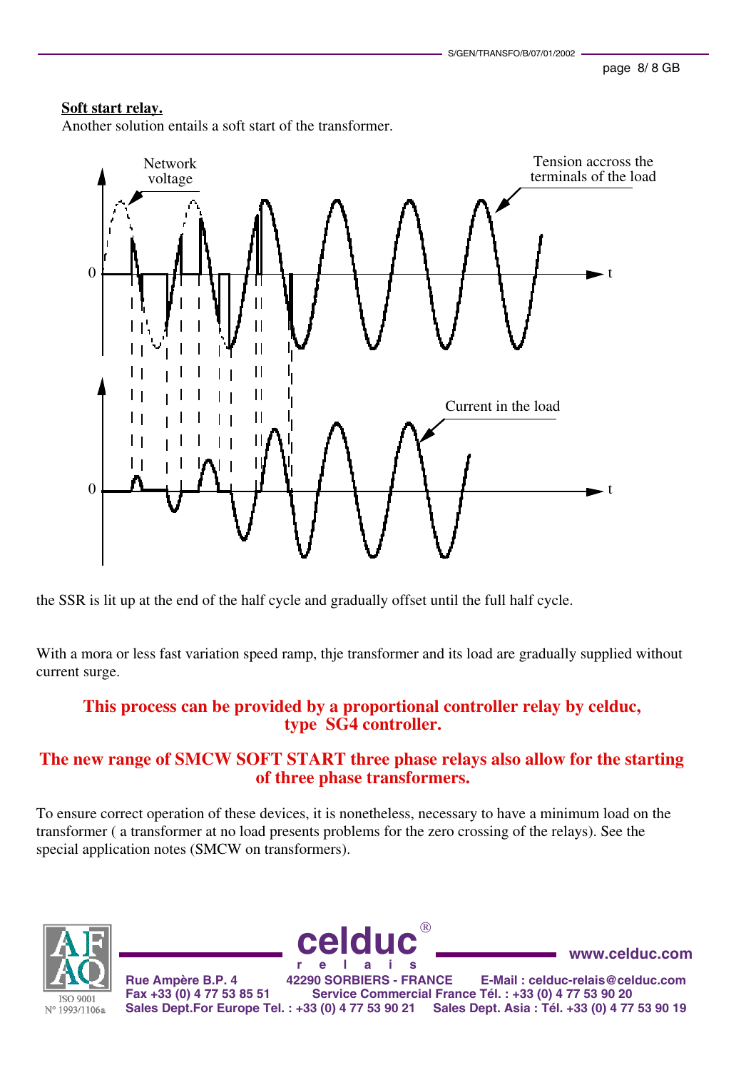**Soft start relay.**

Another solution entails a soft start of the transformer.

Network voltage

Tension accross the terminals of the load

0

t

Current in the load

0

t

the SSR is lit up at the end of the half cycle and gradually offset until the full half cycle.

With a mora or less fast variation speed ramp, thje transformer and its load are gradually supplied without current surge.

**This process can be provided by a proportional controller relay by celduc, type SG4 controller.**

**The new range of SMCW SOFT START three phase relays also allow for the starting of three phase transformers.**

To ensure correct operation of these devices, it is nonetheless, necessary to have a minimum load on the transformer ( a transformer at no load presents problems for the zero crossing of the relays). See the special application notes (SMCW on transformers).